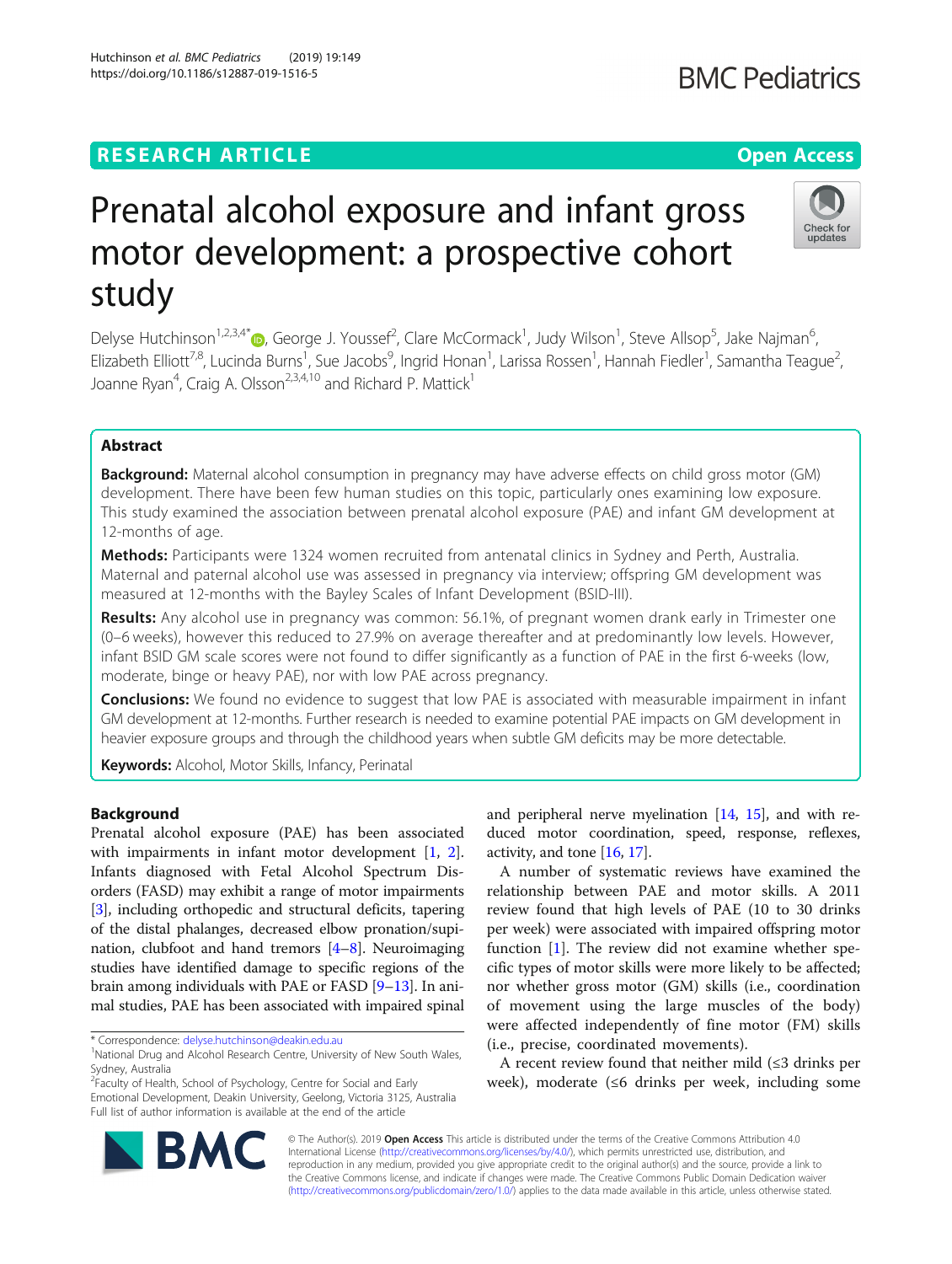RESEARCH ARTICLE

Open Access

# Prenatal alcohol exposure and infant gross motor development: a prospective cohort study

Delyse Hutchinson[1,2,3,4*], George J. Youssef[2], Clare McCormack[1], Judy Wilson[1], Steve Allsop[5], Jake Najman[6], Elizabeth Elliott[7,8], Lucinda Burns[1], Sue Jacobs[9], Ingrid Honan[1], Larissa Rossen[1], Hannah Fiedler[1], Samantha Teague[2], Joanne Ryan[4], Craig A. Olsson[2,3,4,10] and Richard P. Mattick[1]

## Abstract

**Background:** Maternal alcohol consumption in pregnancy may have adverse effects on child gross motor (GM) development. There have been few human studies on this topic, particularly ones examining low exposure. This study examined the association between prenatal alcohol exposure (PAE) and infant GM development at 12-months of age.

**Methods:** Participants were 1324 women recruited from antenatal clinics in Sydney and Perth, Australia. Maternal and paternal alcohol use was assessed in pregnancy via interview; offspring GM development was measured at 12-months with the Bayley Scales of Infant Development (BSID-III).

**Results:** Any alcohol use in pregnancy was common: 56.1%, of pregnant women drank early in Trimester one (0–6 weeks), however this reduced to 27.9% on average thereafter and at predominantly low levels. However, infant BSID GM scale scores were not found to differ significantly as a function of PAE in the first 6-weeks (low, moderate, binge or heavy PAE), nor with low PAE across pregnancy.

**Conclusions:** We found no evidence to suggest that low PAE is associated with measurable impairment in infant GM development at 12-months. Further research is needed to examine potential PAE impacts on GM development in heavier exposure groups and through the childhood years when subtle GM deficits may be more detectable.

**Keywords:** Alcohol, Motor Skills, Infancy, Perinatal

## Background

Prenatal alcohol exposure (PAE) has been associated with impairments in infant motor development [1, 2]. Infants diagnosed with Fetal Alcohol Spectrum Disorders (FASD) may exhibit a range of motor impairments [3], including orthopedic and structural deficits, tapering of the distal phalanges, decreased elbow pronation/supination, clubfoot and hand tremors [4–8]. Neuroimaging studies have identified damage to specific regions of the brain among individuals with PAE or FASD [9–13]. In animal studies, PAE has been associated with impaired spinal and peripheral nerve myelination [14, 15], and with reduced motor coordination, speed, response, reflexes, activity, and tone [16, 17].

A number of systematic reviews have examined the relationship between PAE and motor skills. A 2011 review found that high levels of PAE (10 to 30 drinks per week) were associated with impaired offspring motor function [1]. The review did not examine whether specific types of motor skills were more likely to be affected; nor whether gross motor (GM) skills (i.e., coordination of movement using the large muscles of the body) were affected independently of fine motor (FM) skills (i.e., precise, coordinated movements).

A recent review found that neither mild (≤3 drinks per week), moderate (≤6 drinks per week, including some

* Correspondence: delyse.hutchinson@deakin.edu.au
[1]National Drug and Alcohol Research Centre, University of New South Wales, Sydney, Australia
[2]Faculty of Health, School of Psychology, Centre for Social and Early Emotional Development, Deakin University, Geelong, Victoria 3125, Australia
Full list of author information is available at the end of the article

© The Author(s). 2019 **Open Access** This article is distributed under the terms of the Creative Commons Attribution 4.0 International License (http://creativecommons.org/licenses/by/4.0/), which permits unrestricted use, distribution, and reproduction in any medium, provided you give appropriate credit to the original author(s) and the source, provide a link to the Creative Commons license, and indicate if changes were made. The Creative Commons Public Domain Dedication waiver (http://creativecommons.org/publicdomain/zero/1.0/) applies to the data made available in this article, unless otherwise stated.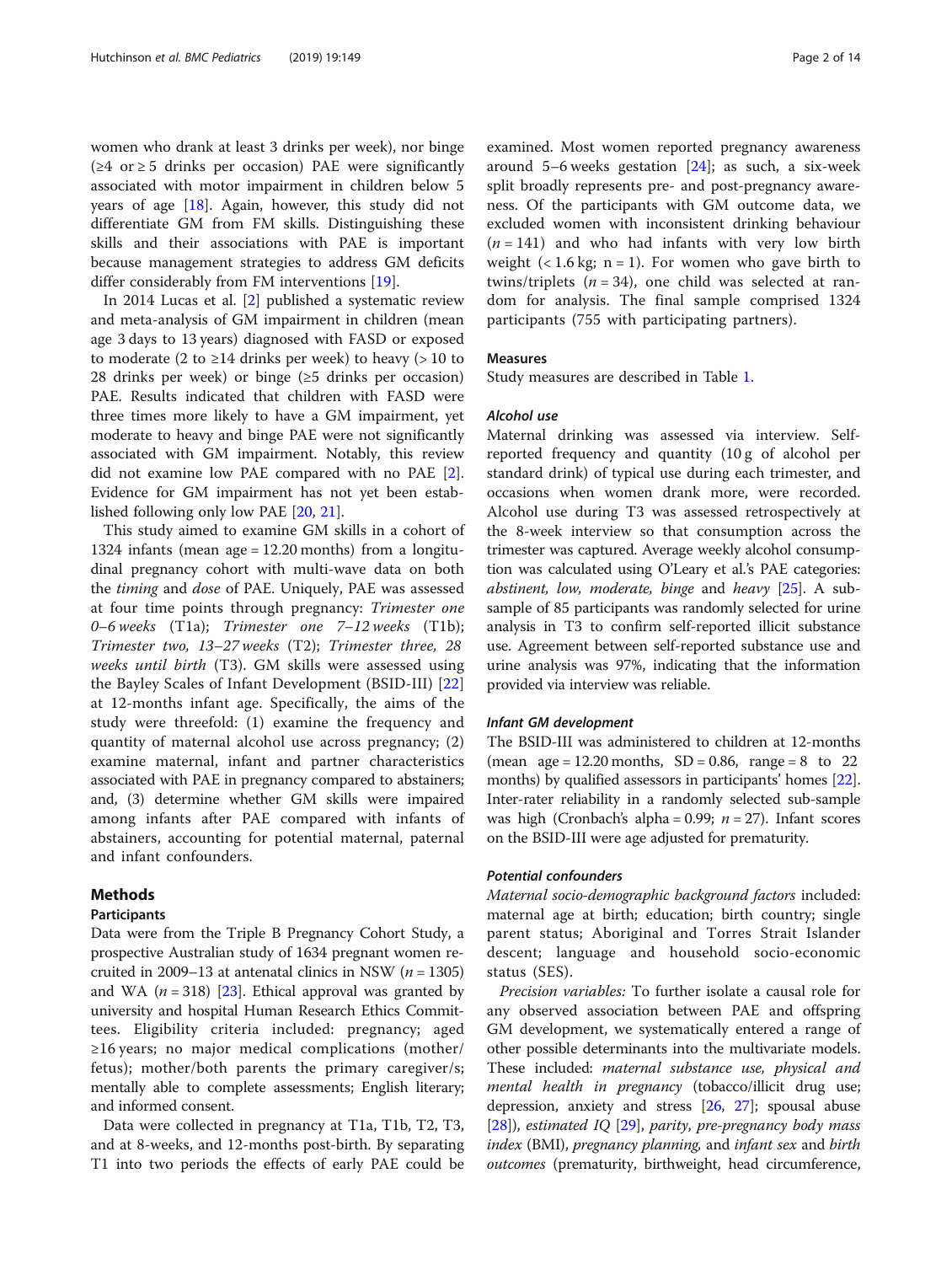women who drank at least 3 drinks per week), nor binge (≥4 or ≥ 5 drinks per occasion) PAE were significantly associated with motor impairment in children below 5 years of age [18]. Again, however, this study did not differentiate GM from FM skills. Distinguishing these skills and their associations with PAE is important because management strategies to address GM deficits differ considerably from FM interventions [19].

In 2014 Lucas et al. [2] published a systematic review and meta-analysis of GM impairment in children (mean age 3 days to 13 years) diagnosed with FASD or exposed to moderate (2 to ≥14 drinks per week) to heavy (> 10 to 28 drinks per week) or binge (≥5 drinks per occasion) PAE. Results indicated that children with FASD were three times more likely to have a GM impairment, yet moderate to heavy and binge PAE were not significantly associated with GM impairment. Notably, this review did not examine low PAE compared with no PAE [2]. Evidence for GM impairment has not yet been established following only low PAE [20, 21].

This study aimed to examine GM skills in a cohort of 1324 infants (mean age = 12.20 months) from a longitudinal pregnancy cohort with multi-wave data on both the *timing* and *dose* of PAE. Uniquely, PAE was assessed at four time points through pregnancy: *Trimester one 0–6 weeks* (T1a); *Trimester one 7–12 weeks* (T1b); *Trimester two, 13–27 weeks* (T2); *Trimester three, 28 weeks until birth* (T3). GM skills were assessed using the Bayley Scales of Infant Development (BSID-III) [22] at 12-months infant age. Specifically, the aims of the study were threefold: (1) examine the frequency and quantity of maternal alcohol use across pregnancy; (2) examine maternal, infant and partner characteristics associated with PAE in pregnancy compared to abstainers; and, (3) determine whether GM skills were impaired among infants after PAE compared with infants of abstainers, accounting for potential maternal, paternal and infant confounders.

## Methods

### Participants

Data were from the Triple B Pregnancy Cohort Study, a prospective Australian study of 1634 pregnant women recruited in 2009–13 at antenatal clinics in NSW ($n = 1305$) and WA ($n = 318$) [23]. Ethical approval was granted by university and hospital Human Research Ethics Committees. Eligibility criteria included: pregnancy; aged ≥16 years; no major medical complications (mother/fetus); mother/both parents the primary caregiver/s; mentally able to complete assessments; English literary; and informed consent.

Data were collected in pregnancy at T1a, T1b, T2, T3, and at 8-weeks, and 12-months post-birth. By separating T1 into two periods the effects of early PAE could be examined. Most women reported pregnancy awareness around 5–6 weeks gestation [24]; as such, a six-week split broadly represents pre- and post-pregnancy awareness. Of the participants with GM outcome data, we excluded women with inconsistent drinking behaviour ($n = 141$) and who had infants with very low birth weight (< 1.6 kg; n = 1). For women who gave birth to twins/triplets ($n = 34$), one child was selected at random for analysis. The final sample comprised 1324 participants (755 with participating partners).

### Measures

Study measures are described in Table 1.

#### Alcohol use

Maternal drinking was assessed via interview. Self-reported frequency and quantity (10 g of alcohol per standard drink) of typical use during each trimester, and occasions when women drank more, were recorded. Alcohol use during T3 was assessed retrospectively at the 8-week interview so that consumption across the trimester was captured. Average weekly alcohol consumption was calculated using O'Leary et al.'s PAE categories: *abstinent, low, moderate, binge* and *heavy* [25]. A sub-sample of 85 participants was randomly selected for urine analysis in T3 to confirm self-reported illicit substance use. Agreement between self-reported substance use and urine analysis was 97%, indicating that the information provided via interview was reliable.

#### Infant GM development

The BSID-III was administered to children at 12-months (mean age = 12.20 months, SD = 0.86, range = 8 to 22 months) by qualified assessors in participants' homes [22]. Inter-rater reliability in a randomly selected sub-sample was high (Cronbach's alpha = 0.99; $n = 27$). Infant scores on the BSID-III were age adjusted for prematurity.

#### Potential confounders

*Maternal socio-demographic background factors* included: maternal age at birth; education; birth country; single parent status; Aboriginal and Torres Strait Islander descent; language and household socio-economic status (SES).

*Precision variables:* To further isolate a causal role for any observed association between PAE and offspring GM development, we systematically entered a range of other possible determinants into the multivariate models. These included: *maternal substance use, physical and mental health in pregnancy* (tobacco/illicit drug use; depression, anxiety and stress [26, 27]; spousal abuse [28]), *estimated IQ* [29], *parity*, *pre-pregnancy body mass index* (BMI), *pregnancy planning*, and *infant sex* and *birth outcomes* (prematurity, birthweight, head circumference,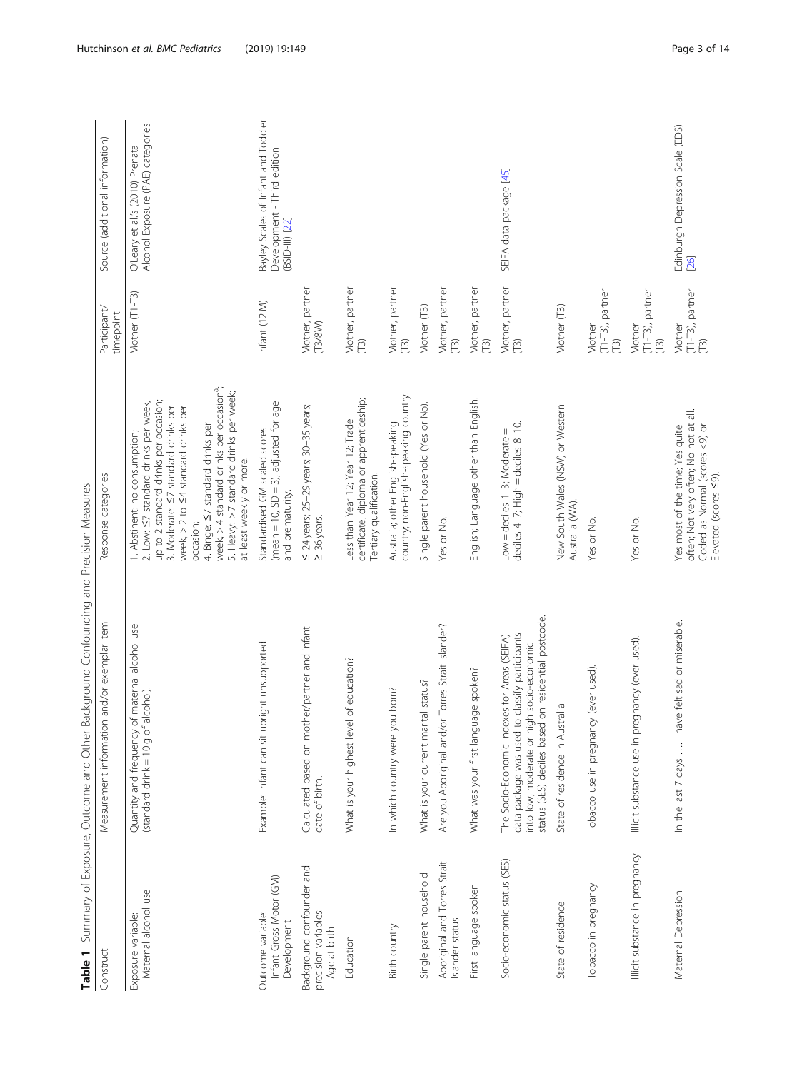**Table 1** Summary of Exposure, Outcome and Other Background Confounding and Precision Measures

| Construct | Measurement information and/or exemplar item | Response categories | Participant/ timepoint | Source (additional information) |
|---|---|---|---|---|
| Exposure variable: Maternal alcohol use | Quantity and frequency of maternal alcohol use (standard drink = 10 g of alcohol). | 1. Abstinent: no consumption; 2. Low: ≤7 standard drinks per week, up to 2 standard drinks per occasion; 3. Moderate: ≤7 standard drinks per week, > 2 to ≤4 standard drinks per occasion; 4. Binge: ≤7 standard drinks per week, > 4 standard drinks per occasion[a]; 5. Heavy: > 7 standard drinks per week; at least weekly or more. | Mother (T1-T3) | O'Leary et al.'s (2010) Prenatal Alcohol Exposure (PAE) categories |
| Outcome variable: Infant Gross Motor (GM) Development | Example: Infant can sit upright unsupported. | Standardised GM scaled scores (mean = 10, SD = 3), adjusted for age and prematurity. | Infant (12 M) | Bayley Scales of Infant and Toddler Development - Third edition (BSID-III) [22] |
| Background confounder and precision variables: Age at birth | Calculated based on mother/partner and infant date of birth. | ≤ 24 years; 25–29 years; 30–35 years; ≥ 36 years. | Mother, partner (T3/8W) | |
| Education | What is your highest level of education? | Less than Year 12; Year 12; Trade certificate, diploma or apprenticeship; Tertiary qualification. | Mother, partner (T3) | |
| Birth country | In which country were you born? | Australia; other English-speaking country; non-English-speaking country. | Mother, partner (T3) | |
| Single parent household | What is your current marital status? | Single parent household (Yes or No). | Mother (T3) | |
| Aboriginal and Torres Strait Islander status | Are you Aboriginal and/or Torres Strait Islander? | Yes or No. | Mother, partner (T3) | |
| First language spoken | What was your first language spoken? | English; Language other than English. | Mother, partner (T3) | |
| Socio-economic status (SES) | The Socio-Economic Indexes for Areas (SEIFA) data package was used to classify participants into low, moderate or high socio-economic status (SES) deciles based on residential postcode. | Low = deciles 1–3; Moderate = deciles 4–7; High = deciles 8–10. | Mother, partner (T3) | SEIFA data package [45] |
| State of residence | State of residence in Australia | New South Wales (NSW) or Western Australia (WA). | Mother (T3) | |
| Tobacco in pregnancy | Tobacco use in pregnancy (ever used). | Yes or No. | Mother (T1-T3), partner (T3) | |
| Illicit substance in pregnancy | Illicit substance use in pregnancy (ever used). | Yes or No. | Mother (T1-T3), partner (T3) | |
| Maternal Depression | In the last 7 days … I have felt sad or miserable. | Yes most of the time; Yes quite often; Not very often; No not at all. Coded as Normal (scores <9) or Elevated (scores ≤9). | Mother (T1-T3), partner (T3) | Edinburgh Depression Scale (EDS) [26] |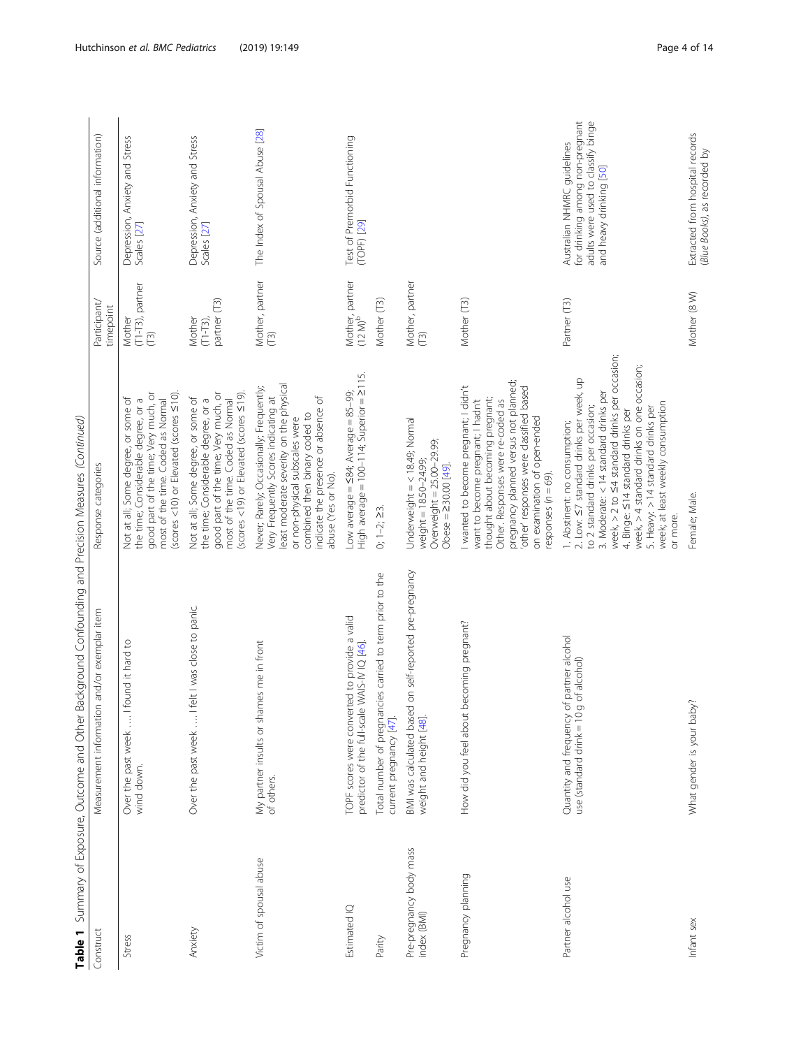**Table 1** Summary of Exposure, Outcome and Other Background Confounding and Precision Measures *(Continued)*

| Construct | Measurement information and/or exemplar item | Response categories | Participant/ timepoint | Source (additional information) |
|---|---|---|---|---|
| Stress | Over the past week …. I found it hard to wind down. | Not at all; Some degree, or some of the time; Considerable degree, or a good part of the time; Very much, or most of the time. Coded as Normal (scores <10) or Elevated (scores ≥10). | Mother (T1-T3), partner (T3) | Depression, Anxiety and Stress Scales [27] |
| Anxiety | Over the past week …. I felt I was close to panic. | Not at all; Some degree, or some of the time; Considerable degree, or a good part of the time; Very much, or most of the time. Coded as Normal (scores <19) or Elevated (scores ≤19). | Mother (T1-T3), partner (T3) | Depression, Anxiety and Stress Scales [27] |
| Victim of spousal abuse | My partner insults or shames me in front of others. | Never; Rarely; Occasionally; Frequently; Very Frequently. Scores indicating at least moderate severity on the physical or non-physical subscales were combined then binary coded to indicate the presence or absence of abuse (Yes or No). | Mother, partner (T3) | The Index of Spousal Abuse [28] |
| Estimated IQ | TOPF scores were converted to provide a valid predictor of the full-scale WAIS-IV IQ [46]. | Low average = ≤84; Average = 85–99; High average = 100–114; Superior = ≥115. | Mother, partner (12 M)[b] | Test of Premorbid Functioning (TOPF) [29] |
| Parity | Total number of pregnancies carried to term prior to the current pregnancy [47]. | 0; 1–2; ≥3. | Mother (T3) | |
| Pre-pregnancy body mass index (BMI) | BMI was calculated based on self-reported pre-pregnancy weight and height [48]. | Underweight = < 18.49; Normal weight = 18.50–24.99; Overweight = 25.00–29.99; Obese = ≥30.00 [49]. | Mother, partner (T3) | |
| Pregnancy planning | How did you feel about becoming pregnant? | I wanted to become pregnant; I hadn't want to become pregnant; I hadn't thought about becoming pregnant; Other. Responses were re-coded as pregnancy planned versus not planned; 'other' responses were classified based on examination of open-ended responses (n = 69). | Mother (T3) | |
| Partner alcohol use | Quantity and frequency of partner alcohol use (standard drink = 10 g of alcohol) | 1. Abstinent: no consumption; 2. Low: ≤7 standard drinks per week, up to 2 standard drinks per occasion; 3. Moderate: < 14 standard drinks per week, > 2 to ≤4 standard drinks per occasion; 4. Binge: ≤14 standard drinks per week, > 4 standard drinks on one occasion; 5. Heavy: > 14 standard drinks per week; at least weekly consumption or more. | Partner (T3) | Australian NHMRC guidelines for drinking among non-pregnant adults were used to classify binge and heavy drinking [50] |
| Infant sex | What gender is your baby? | Female; Male. | Mother (8 W) | Extracted from hospital records (*Blue Books*), as recorded by |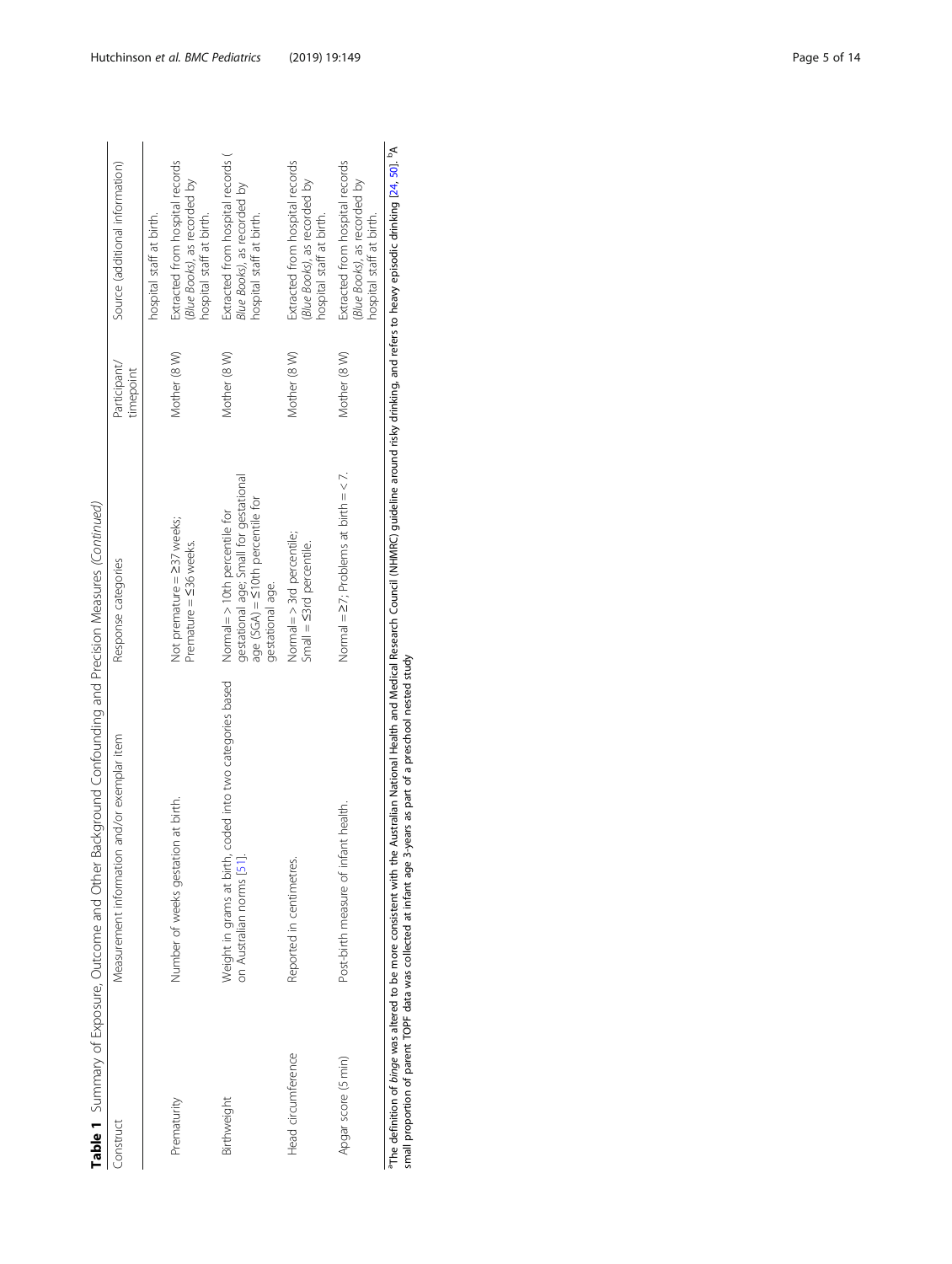**Table 1** Summary of Exposure, Outcome and Other Background Confounding and Precision Measures *(Continued)*

| Construct | Measurement information and/or exemplar item | Response categories | Participant/ timepoint | Source (additional information) |
| --- | --- | --- | --- | --- |
| | | | | hospital staff at birth. |
| Prematurity | Number of weeks gestation at birth. | Not premature = ≥37 weeks; Premature = ≤36 weeks. | Mother (8 W) | Extracted from hospital records (*Blue Books*), as recorded by hospital staff at birth. |
| Birthweight | Weight in grams at birth, coded into two categories based on Australian norms [51]. | Normal = > 10th percentile for gestational age; Small for gestational age (SGA) = ≤10th percentile for gestational age. | Mother (8 W) | Extracted from hospital records (*Blue Books*), as recorded by hospital staff at birth. |
| Head circumference | Reported in centimetres. | Normal = > 3rd percentile; Small = ≤3rd percentile. | Mother (8 W) | Extracted from hospital records (*Blue Books*), as recorded by hospital staff at birth. |
| Apgar score (5 min) | Post-birth measure of infant health. | Normal = ≥7; Problems at birth = < 7. | Mother (8 W) | Extracted from hospital records (*Blue Books*), as recorded by hospital staff at birth. |

[a]The definition of *binge* was altered to be more consistent with the Australian National Health and Medical Research Council (NHMRC) guideline around risky drinking, and refers to heavy episodic drinking [24, 50]. [b]A small proportion of parent TOPF data was collected at infant age 3-years as part of a preschool nested study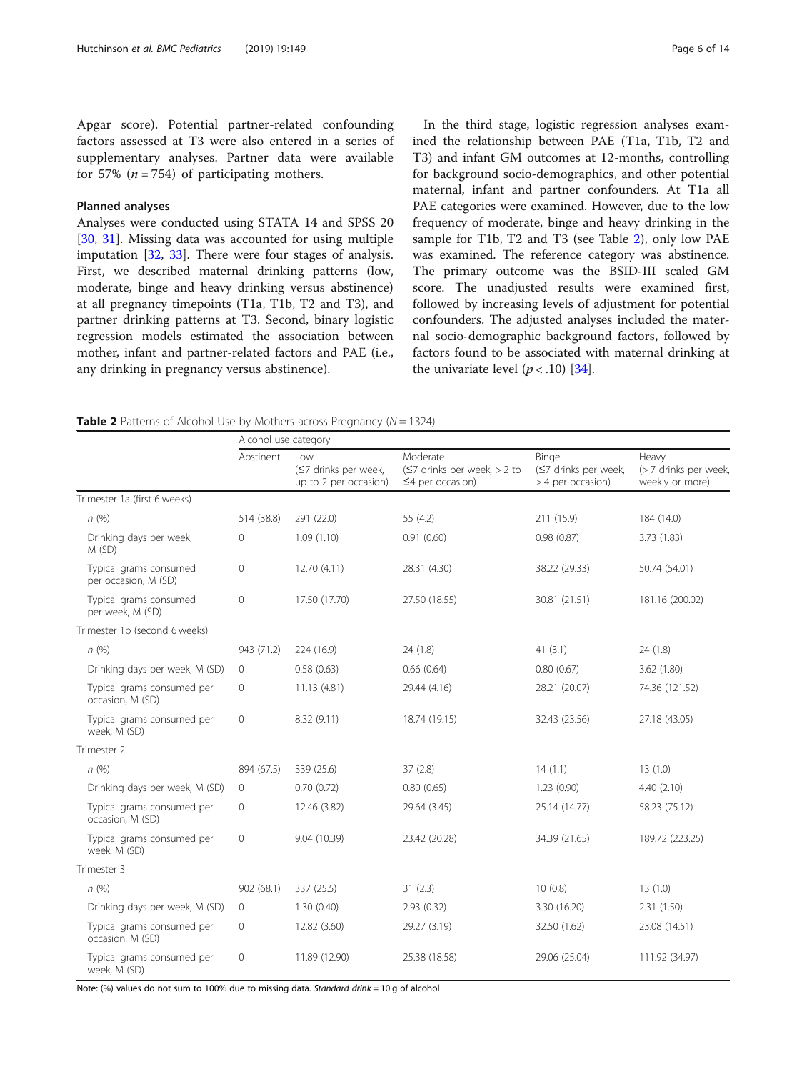Apgar score). Potential partner-related confounding factors assessed at T3 were also entered in a series of supplementary analyses. Partner data were available for 57% ($n = 754$) of participating mothers.

### Planned analyses

Analyses were conducted using STATA 14 and SPSS 20 [30, 31]. Missing data was accounted for using multiple imputation [32, 33]. There were four stages of analysis. First, we described maternal drinking patterns (low, moderate, binge and heavy drinking versus abstinence) at all pregnancy timepoints (T1a, T1b, T2 and T3), and partner drinking patterns at T3. Second, binary logistic regression models estimated the association between mother, infant and partner-related factors and PAE (i.e., any drinking in pregnancy versus abstinence).

In the third stage, logistic regression analyses examined the relationship between PAE (T1a, T1b, T2 and T3) and infant GM outcomes at 12-months, controlling for background socio-demographics, and other potential maternal, infant and partner confounders. At T1a all PAE categories were examined. However, due to the low frequency of moderate, binge and heavy drinking in the sample for T1b, T2 and T3 (see Table 2), only low PAE was examined. The reference category was abstinence. The primary outcome was the BSID-III scaled GM score. The unadjusted results were examined first, followed by increasing levels of adjustment for potential confounders. The adjusted analyses included the maternal socio-demographic background factors, followed by factors found to be associated with maternal drinking at the univariate level ($p < .10$) [34].

**Table 2** Patterns of Alcohol Use by Mothers across Pregnancy ($N = 1324$)

| | Alcohol use category | | | | |
|---|---|---|---|---|---|
| | Abstinent | Low (≤7 drinks per week, up to 2 per occasion) | Moderate (≤7 drinks per week, > 2 to ≤4 per occasion) | Binge (≤7 drinks per week, > 4 per occasion) | Heavy (> 7 drinks per week, weekly or more) |
| Trimester 1a (first 6 weeks) | | | | | |
| *n* (%) | 514 (38.8) | 291 (22.0) | 55 (4.2) | 211 (15.9) | 184 (14.0) |
| Drinking days per week, M (SD) | 0 | 1.09 (1.10) | 0.91 (0.60) | 0.98 (0.87) | 3.73 (1.83) |
| Typical grams consumed per occasion, M (SD) | 0 | 12.70 (4.11) | 28.31 (4.30) | 38.22 (29.33) | 50.74 (54.01) |
| Typical grams consumed per week, M (SD) | 0 | 17.50 (17.70) | 27.50 (18.55) | 30.81 (21.51) | 181.16 (200.02) |
| Trimester 1b (second 6 weeks) | | | | | |
| *n* (%) | 943 (71.2) | 224 (16.9) | 24 (1.8) | 41 (3.1) | 24 (1.8) |
| Drinking days per week, M (SD) | 0 | 0.58 (0.63) | 0.66 (0.64) | 0.80 (0.67) | 3.62 (1.80) |
| Typical grams consumed per occasion, M (SD) | 0 | 11.13 (4.81) | 29.44 (4.16) | 28.21 (20.07) | 74.36 (121.52) |
| Typical grams consumed per week, M (SD) | 0 | 8.32 (9.11) | 18.74 (19.15) | 32.43 (23.56) | 27.18 (43.05) |
| Trimester 2 | | | | | |
| *n* (%) | 894 (67.5) | 339 (25.6) | 37 (2.8) | 14 (1.1) | 13 (1.0) |
| Drinking days per week, M (SD) | 0 | 0.70 (0.72) | 0.80 (0.65) | 1.23 (0.90) | 4.40 (2.10) |
| Typical grams consumed per occasion, M (SD) | 0 | 12.46 (3.82) | 29.64 (3.45) | 25.14 (14.77) | 58.23 (75.12) |
| Typical grams consumed per week, M (SD) | 0 | 9.04 (10.39) | 23.42 (20.28) | 34.39 (21.65) | 189.72 (223.25) |
| Trimester 3 | | | | | |
| *n* (%) | 902 (68.1) | 337 (25.5) | 31 (2.3) | 10 (0.8) | 13 (1.0) |
| Drinking days per week, M (SD) | 0 | 1.30 (0.40) | 2.93 (0.32) | 3.30 (16.20) | 2.31 (1.50) |
| Typical grams consumed per occasion, M (SD) | 0 | 12.82 (3.60) | 29.27 (3.19) | 32.50 (1.62) | 23.08 (14.51) |
| Typical grams consumed per week, M (SD) | 0 | 11.89 (12.90) | 25.38 (18.58) | 29.06 (25.04) | 111.92 (34.97) |

Note: (%) values do not sum to 100% due to missing data. *Standard drink* = 10 g of alcohol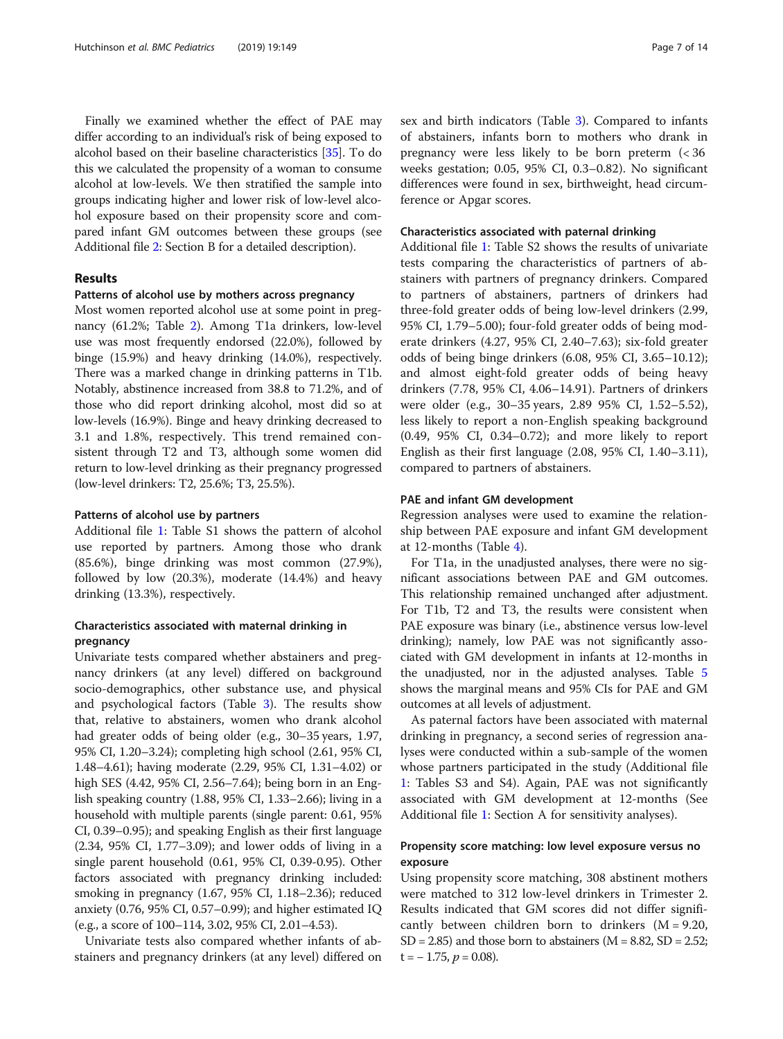Finally we examined whether the effect of PAE may differ according to an individual's risk of being exposed to alcohol based on their baseline characteristics [35]. To do this we calculated the propensity of a woman to consume alcohol at low-levels. We then stratified the sample into groups indicating higher and lower risk of low-level alcohol exposure based on their propensity score and compared infant GM outcomes between these groups (see Additional file 2: Section B for a detailed description).

## Results

### Patterns of alcohol use by mothers across pregnancy

Most women reported alcohol use at some point in pregnancy (61.2%; Table 2). Among T1a drinkers, low-level use was most frequently endorsed (22.0%), followed by binge (15.9%) and heavy drinking (14.0%), respectively. There was a marked change in drinking patterns in T1b. Notably, abstinence increased from 38.8 to 71.2%, and of those who did report drinking alcohol, most did so at low-levels (16.9%). Binge and heavy drinking decreased to 3.1 and 1.8%, respectively. This trend remained consistent through T2 and T3, although some women did return to low-level drinking as their pregnancy progressed (low-level drinkers: T2, 25.6%; T3, 25.5%).

### Patterns of alcohol use by partners

Additional file 1: Table S1 shows the pattern of alcohol use reported by partners. Among those who drank (85.6%), binge drinking was most common (27.9%), followed by low (20.3%), moderate (14.4%) and heavy drinking (13.3%), respectively.

### Characteristics associated with maternal drinking in pregnancy

Univariate tests compared whether abstainers and pregnancy drinkers (at any level) differed on background socio-demographics, other substance use, and physical and psychological factors (Table 3). The results show that, relative to abstainers, women who drank alcohol had greater odds of being older (e.g., 30–35 years, 1.97, 95% CI, 1.20–3.24); completing high school (2.61, 95% CI, 1.48–4.61); having moderate (2.29, 95% CI, 1.31–4.02) or high SES (4.42, 95% CI, 2.56–7.64); being born in an English speaking country (1.88, 95% CI, 1.33–2.66); living in a household with multiple parents (single parent: 0.61, 95% CI, 0.39–0.95); and speaking English as their first language (2.34, 95% CI, 1.77–3.09); and lower odds of living in a single parent household (0.61, 95% CI, 0.39-0.95). Other factors associated with pregnancy drinking included: smoking in pregnancy (1.67, 95% CI, 1.18–2.36); reduced anxiety (0.76, 95% CI, 0.57–0.99); and higher estimated IQ (e.g., a score of 100–114, 3.02, 95% CI, 2.01–4.53).

Univariate tests also compared whether infants of abstainers and pregnancy drinkers (at any level) differed on sex and birth indicators (Table 3). Compared to infants of abstainers, infants born to mothers who drank in pregnancy were less likely to be born preterm (< 36 weeks gestation; 0.05, 95% CI, 0.3–0.82). No significant differences were found in sex, birthweight, head circumference or Apgar scores.

### Characteristics associated with paternal drinking

Additional file 1: Table S2 shows the results of univariate tests comparing the characteristics of partners of abstainers with partners of pregnancy drinkers. Compared to partners of abstainers, partners of drinkers had three-fold greater odds of being low-level drinkers (2.99, 95% CI, 1.79–5.00); four-fold greater odds of being moderate drinkers (4.27, 95% CI, 2.40–7.63); six-fold greater odds of being binge drinkers (6.08, 95% CI, 3.65–10.12); and almost eight-fold greater odds of being heavy drinkers (7.78, 95% CI, 4.06–14.91). Partners of drinkers were older (e.g., 30–35 years, 2.89 95% CI, 1.52–5.52), less likely to report a non-English speaking background (0.49, 95% CI, 0.34–0.72); and more likely to report English as their first language (2.08, 95% CI, 1.40–3.11), compared to partners of abstainers.

### PAE and infant GM development

Regression analyses were used to examine the relationship between PAE exposure and infant GM development at 12-months (Table 4).

For T1a, in the unadjusted analyses, there were no significant associations between PAE and GM outcomes. This relationship remained unchanged after adjustment. For T1b, T2 and T3, the results were consistent when PAE exposure was binary (i.e., abstinence versus low-level drinking); namely, low PAE was not significantly associated with GM development in infants at 12-months in the unadjusted, nor in the adjusted analyses. Table 5 shows the marginal means and 95% CIs for PAE and GM outcomes at all levels of adjustment.

As paternal factors have been associated with maternal drinking in pregnancy, a second series of regression analyses were conducted within a sub-sample of the women whose partners participated in the study (Additional file 1: Tables S3 and S4). Again, PAE was not significantly associated with GM development at 12-months (See Additional file 1: Section A for sensitivity analyses).

### Propensity score matching: low level exposure versus no exposure

Using propensity score matching, 308 abstinent mothers were matched to 312 low-level drinkers in Trimester 2. Results indicated that GM scores did not differ significantly between children born to drinkers ($M = 9.20$, $SD = 2.85$) and those born to abstainers ($M = 8.82$, $SD = 2.52$; $t = -1.75$, $p = 0.08$).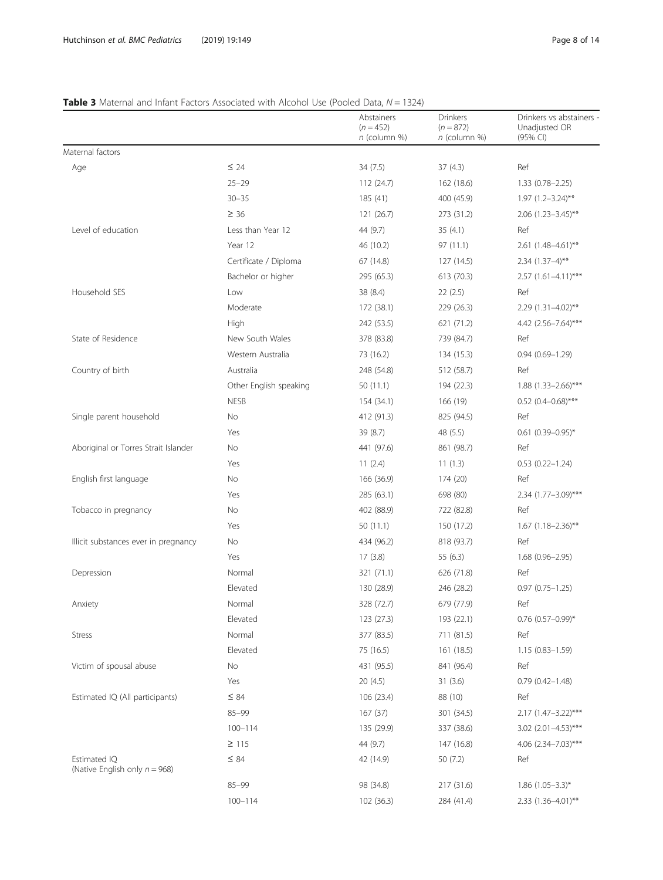**Table 3** Maternal and Infant Factors Associated with Alcohol Use (Pooled Data, $N = 1324$)

| | | Abstainers ($n = 452$) *n* (column %) | Drinkers ($n = 872$) *n* (column %) | Drinkers vs abstainers - Unadjusted OR (95% CI) |
|---|---|---|---|---|
| Maternal factors | | | | |
| Age | ≤ 24 | 34 (7.5) | 37 (4.3) | Ref |
| | 25–29 | 112 (24.7) | 162 (18.6) | 1.33 (0.78–2.25) |
| | 30–35 | 185 (41) | 400 (45.9) | 1.97 (1.2–3.24)** |
| | ≥ 36 | 121 (26.7) | 273 (31.2) | 2.06 (1.23–3.45)** |
| Level of education | Less than Year 12 | 44 (9.7) | 35 (4.1) | Ref |
| | Year 12 | 46 (10.2) | 97 (11.1) | 2.61 (1.48–4.61)** |
| | Certificate / Diploma | 67 (14.8) | 127 (14.5) | 2.34 (1.37–4)** |
| | Bachelor or higher | 295 (65.3) | 613 (70.3) | 2.57 (1.61–4.11)*** |
| Household SES | Low | 38 (8.4) | 22 (2.5) | Ref |
| | Moderate | 172 (38.1) | 229 (26.3) | 2.29 (1.31–4.02)** |
| | High | 242 (53.5) | 621 (71.2) | 4.42 (2.56–7.64)*** |
| State of Residence | New South Wales | 378 (83.8) | 739 (84.7) | Ref |
| | Western Australia | 73 (16.2) | 134 (15.3) | 0.94 (0.69–1.29) |
| Country of birth | Australia | 248 (54.8) | 512 (58.7) | Ref |
| | Other English speaking | 50 (11.1) | 194 (22.3) | 1.88 (1.33–2.66)*** |
| | NESB | 154 (34.1) | 166 (19) | 0.52 (0.4–0.68)*** |
| Single parent household | No | 412 (91.3) | 825 (94.5) | Ref |
| | Yes | 39 (8.7) | 48 (5.5) | 0.61 (0.39–0.95)* |
| Aboriginal or Torres Strait Islander | No | 441 (97.6) | 861 (98.7) | Ref |
| | Yes | 11 (2.4) | 11 (1.3) | 0.53 (0.22–1.24) |
| English first language | No | 166 (36.9) | 174 (20) | Ref |
| | Yes | 285 (63.1) | 698 (80) | 2.34 (1.77–3.09)*** |
| Tobacco in pregnancy | No | 402 (88.9) | 722 (82.8) | Ref |
| | Yes | 50 (11.1) | 150 (17.2) | 1.67 (1.18–2.36)** |
| Illicit substances ever in pregnancy | No | 434 (96.2) | 818 (93.7) | Ref |
| | Yes | 17 (3.8) | 55 (6.3) | 1.68 (0.96–2.95) |
| Depression | Normal | 321 (71.1) | 626 (71.8) | Ref |
| | Elevated | 130 (28.9) | 246 (28.2) | 0.97 (0.75–1.25) |
| Anxiety | Normal | 328 (72.7) | 679 (77.9) | Ref |
| | Elevated | 123 (27.3) | 193 (22.1) | 0.76 (0.57–0.99)* |
| Stress | Normal | 377 (83.5) | 711 (81.5) | Ref |
| | Elevated | 75 (16.5) | 161 (18.5) | 1.15 (0.83–1.59) |
| Victim of spousal abuse | No | 431 (95.5) | 841 (96.4) | Ref |
| | Yes | 20 (4.5) | 31 (3.6) | 0.79 (0.42–1.48) |
| Estimated IQ (All participants) | ≤ 84 | 106 (23.4) | 88 (10) | Ref |
| | 85–99 | 167 (37) | 301 (34.5) | 2.17 (1.47–3.22)*** |
| | 100–114 | 135 (29.9) | 337 (38.6) | 3.02 (2.01–4.53)*** |
| | ≥ 115 | 44 (9.7) | 147 (16.8) | 4.06 (2.34–7.03)*** |
| Estimated IQ (Native English only $n = 968$) | ≤ 84 | 42 (14.9) | 50 (7.2) | Ref |
| | 85–99 | 98 (34.8) | 217 (31.6) | 1.86 (1.05–3.3)* |
| | 100–114 | 102 (36.3) | 284 (41.4) | 2.33 (1.36–4.01)** |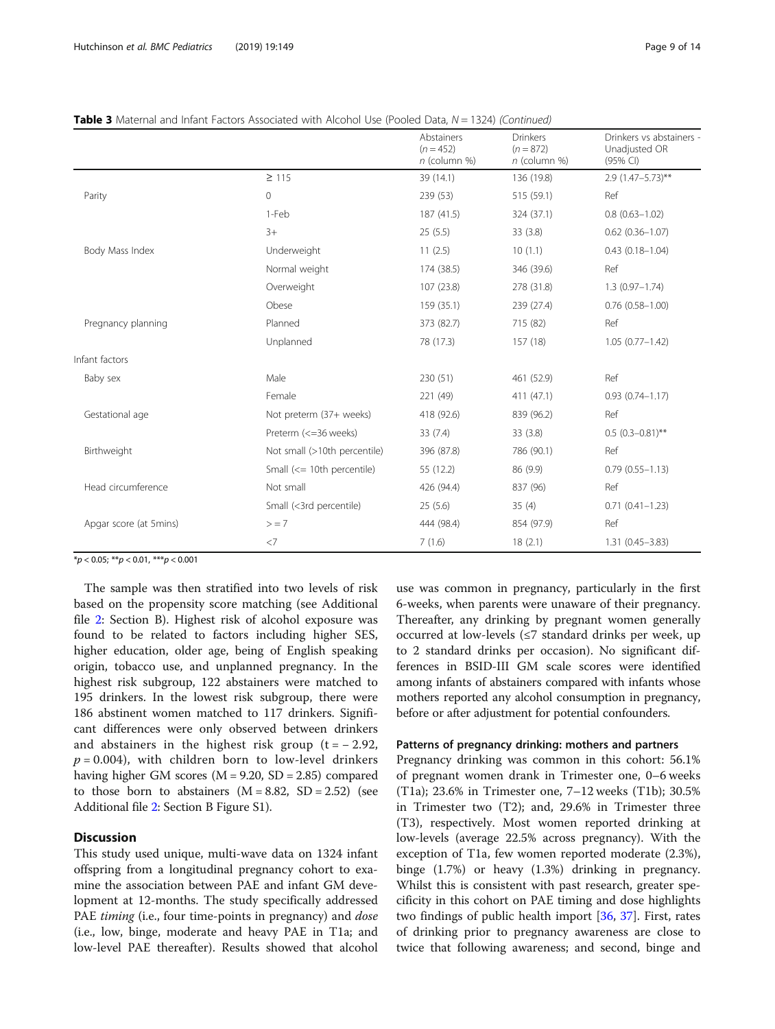**Table 3** Maternal and Infant Factors Associated with Alcohol Use (Pooled Data, *N* = 1324) *(Continued)*

| | | Abstainers ($n = 452$) *n* (column %) | Drinkers ($n = 872$) *n* (column %) | Drinkers vs abstainers - Unadjusted OR (95% CI) |
|---|---|---|---|---|
| | ≥ 115 | 39 (14.1) | 136 (19.8) | 2.9 (1.47–5.73)** |
| Parity | 0 | 239 (53) | 515 (59.1) | Ref |
| | 1-Feb | 187 (41.5) | 324 (37.1) | 0.8 (0.63–1.02) |
| | 3+ | 25 (5.5) | 33 (3.8) | 0.62 (0.36–1.07) |
| Body Mass Index | Underweight | 11 (2.5) | 10 (1.1) | 0.43 (0.18–1.04) |
| | Normal weight | 174 (38.5) | 346 (39.6) | Ref |
| | Overweight | 107 (23.8) | 278 (31.8) | 1.3 (0.97–1.74) |
| | Obese | 159 (35.1) | 239 (27.4) | 0.76 (0.58–1.00) |
| Pregnancy planning | Planned | 373 (82.7) | 715 (82) | Ref |
| | Unplanned | 78 (17.3) | 157 (18) | 1.05 (0.77–1.42) |
| Infant factors | | | | |
| Baby sex | Male | 230 (51) | 461 (52.9) | Ref |
| | Female | 221 (49) | 411 (47.1) | 0.93 (0.74–1.17) |
| Gestational age | Not preterm (37+ weeks) | 418 (92.6) | 839 (96.2) | Ref |
| | Preterm (<=36 weeks) | 33 (7.4) | 33 (3.8) | 0.5 (0.3–0.81)** |
| Birthweight | Not small (>10th percentile) | 396 (87.8) | 786 (90.1) | Ref |
| | Small (<= 10th percentile) | 55 (12.2) | 86 (9.9) | 0.79 (0.55–1.13) |
| Head circumference | Not small | 426 (94.4) | 837 (96) | Ref |
| | Small (<3rd percentile) | 25 (5.6) | 35 (4) | 0.71 (0.41–1.23) |
| Apgar score (at 5mins) | > = 7 | 444 (98.4) | 854 (97.9) | Ref |
| | <7 | 7 (1.6) | 18 (2.1) | 1.31 (0.45–3.83) |

*$p < 0.05$; **$p < 0.01$, ***$p < 0.001$

The sample was then stratified into two levels of risk based on the propensity score matching (see Additional file 2: Section B). Highest risk of alcohol exposure was found to be related to factors including higher SES, higher education, older age, being of English speaking origin, tobacco use, and unplanned pregnancy. In the highest risk subgroup, 122 abstainers were matched to 195 drinkers. In the lowest risk subgroup, there were 186 abstinent women matched to 117 drinkers. Significant differences were only observed between drinkers and abstainers in the highest risk group ($t = -2.92$, $p = 0.004$), with children born to low-level drinkers having higher GM scores ($M = 9.20$, $SD = 2.85$) compared to those born to abstainers ($M = 8.82$, $SD = 2.52$) (see Additional file 2: Section B Figure S1).

## Discussion

This study used unique, multi-wave data on 1324 infant offspring from a longitudinal pregnancy cohort to examine the association between PAE and infant GM development at 12-months. The study specifically addressed PAE *timing* (i.e., four time-points in pregnancy) and *dose* (i.e., low, binge, moderate and heavy PAE in T1a; and low-level PAE thereafter). Results showed that alcohol use was common in pregnancy, particularly in the first 6-weeks, when parents were unaware of their pregnancy. Thereafter, any drinking by pregnant women generally occurred at low-levels (≤7 standard drinks per week, up to 2 standard drinks per occasion). No significant differences in BSID-III GM scale scores were identified among infants of abstainers compared with infants whose mothers reported any alcohol consumption in pregnancy, before or after adjustment for potential confounders.

### Patterns of pregnancy drinking: mothers and partners

Pregnancy drinking was common in this cohort: 56.1% of pregnant women drank in Trimester one, 0–6 weeks (T1a); 23.6% in Trimester one, 7–12 weeks (T1b); 30.5% in Trimester two (T2); and, 29.6% in Trimester three (T3), respectively. Most women reported drinking at low-levels (average 22.5% across pregnancy). With the exception of T1a, few women reported moderate (2.3%), binge (1.7%) or heavy (1.3%) drinking in pregnancy. Whilst this is consistent with past research, greater specificity in this cohort on PAE timing and dose highlights two findings of public health import [36, 37]. First, rates of drinking prior to pregnancy awareness are close to twice that following awareness; and second, binge and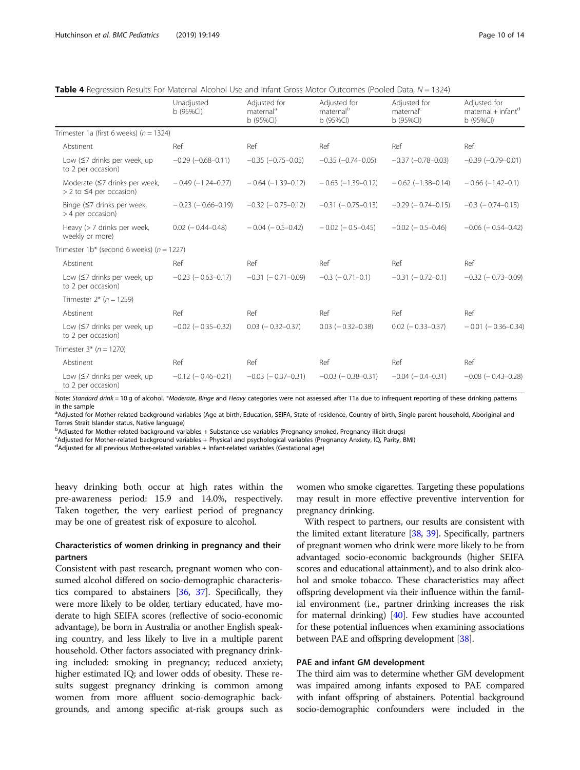**Table 4** Regression Results For Maternal Alcohol Use and Infant Gross Motor Outcomes (Pooled Data, $N = 1324$)

| | Unadjusted b (95%CI) | Adjusted for maternal[a] b (95%CI) | Adjusted for maternal[b] b (95%CI) | Adjusted for maternal[c] b (95%CI) | Adjusted for maternal + infant[d] b (95%CI) |
|---|---|---|---|---|---|
| Trimester 1a (first 6 weeks) ($n = 1324$) | | | | | |
| Abstinent | Ref | Ref | Ref | Ref | Ref |
| Low (≤7 drinks per week, up to 2 per occasion) | −0.29 (−0.68–0.11) | −0.35 (−0.75–0.05) | −0.35 (−0.74–0.05) | −0.37 (−0.78–0.03) | −0.39 (−0.79–0.01) |
| Moderate (≤7 drinks per week, > 2 to ≤4 per occasion) | − 0.49 (−1.24–0.27) | − 0.64 (−1.39–0.12) | −0.63 (−1.39–0.12) | − 0.62 (−1.38–0.14) | − 0.66 (−1.42–0.1) |
| Binge (≤7 drinks per week, > 4 per occasion) | − 0.23 (− 0.66–0.19) | −0.32 (− 0.75–0.12) | −0.31 (− 0.75–0.13) | −0.29 (− 0.74–0.15) | −0.3 (− 0.74–0.15) |
| Heavy (> 7 drinks per week, weekly or more) | 0.02 (− 0.44–0.48) | − 0.04 (− 0.5–0.42) | − 0.02 (− 0.5–0.45) | −0.02 (− 0.5–0.46) | −0.06 (− 0.54–0.42) |
| Trimester 1b* (second 6 weeks) ($n = 1227$) | | | | | |
| Abstinent | Ref | Ref | Ref | Ref | Ref |
| Low (≤7 drinks per week, up to 2 per occasion) | −0.23 (− 0.63–0.17) | −0.31 (− 0.71–0.09) | −0.3 (− 0.71–0.1) | −0.31 (− 0.72–0.1) | −0.32 (− 0.73–0.09) |
| Trimester 2* ($n = 1259$) | | | | | |
| Abstinent | Ref | Ref | Ref | Ref | Ref |
| Low (≤7 drinks per week, up to 2 per occasion) | −0.02 (− 0.35–0.32) | 0.03 (− 0.32–0.37) | 0.03 (− 0.32–0.38) | 0.02 (− 0.33–0.37) | − 0.01 (− 0.36–0.34) |
| Trimester 3* ($n = 1270$) | | | | | |
| Abstinent | Ref | Ref | Ref | Ref | Ref |
| Low (≤7 drinks per week, up to 2 per occasion) | −0.12 (− 0.46–0.21) | −0.03 (− 0.37–0.31) | −0.03 (− 0.38–0.31) | −0.04 (− 0.4–0.31) | −0.08 (− 0.43–0.28) |

Note: *Standard drink* = 10 g of alcohol. **Moderate*, *Binge* and *Heavy* categories were not assessed after T1a due to infrequent reporting of these drinking patterns in the sample

[a]Adjusted for Mother-related background variables (Age at birth, Education, SEIFA, State of residence, Country of birth, Single parent household, Aboriginal and Torres Strait Islander status, Native language)

[b]Adjusted for Mother-related background variables + Substance use variables (Pregnancy smoked, Pregnancy illicit drugs)

[c]Adjusted for Mother-related background variables + Physical and psychological variables (Pregnancy Anxiety, IQ, Parity, BMI)

[d]Adjusted for all previous Mother-related variables + Infant-related variables (Gestational age)

heavy drinking both occur at high rates within the pre-awareness period: 15.9 and 14.0%, respectively. Taken together, the very earliest period of pregnancy may be one of greatest risk of exposure to alcohol.

## Characteristics of women drinking in pregnancy and their partners

Consistent with past research, pregnant women who consumed alcohol differed on socio-demographic characteristics compared to abstainers [36, 37]. Specifically, they were more likely to be older, tertiary educated, have moderate to high SEIFA scores (reflective of socio-economic advantage), be born in Australia or another English speaking country, and less likely to live in a multiple parent household. Other factors associated with pregnancy drinking included: smoking in pregnancy; reduced anxiety; higher estimated IQ; and lower odds of obesity. These results suggest pregnancy drinking is common among women from more affluent socio-demographic backgrounds, and among specific at-risk groups such as women who smoke cigarettes. Targeting these populations may result in more effective preventive intervention for pregnancy drinking.

With respect to partners, our results are consistent with the limited extant literature [38, 39]. Specifically, partners of pregnant women who drink were more likely to be from advantaged socio-economic backgrounds (higher SEIFA scores and educational attainment), and to also drink alcohol and smoke tobacco. These characteristics may affect offspring development via their influence within the familial environment (i.e., partner drinking increases the risk for maternal drinking) [40]. Few studies have accounted for these potential influences when examining associations between PAE and offspring development [38].

## PAE and infant GM development

The third aim was to determine whether GM development was impaired among infants exposed to PAE compared with infant offspring of abstainers. Potential background socio-demographic confounders were included in the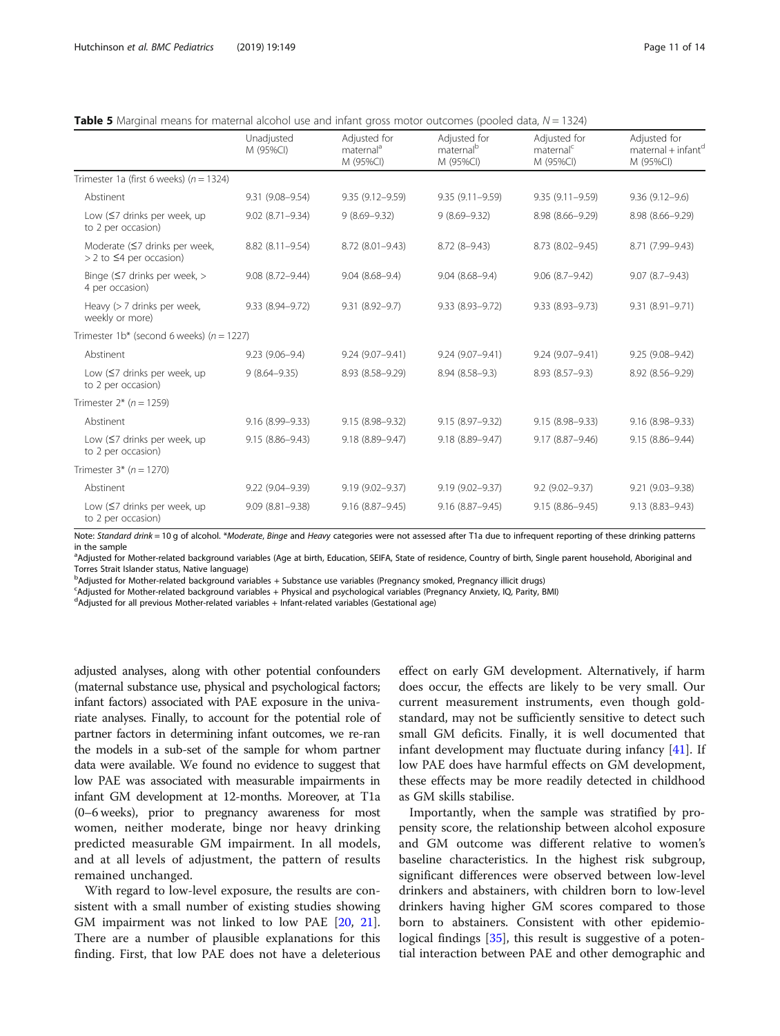**Table 5** Marginal means for maternal alcohol use and infant gross motor outcomes (pooled data, $N = 1324$)

| | Unadjusted M (95%CI) | Adjusted for maternal[a] M (95%CI) | Adjusted for maternal[b] M (95%CI) | Adjusted for maternal[c] M (95%CI) | Adjusted for maternal + infant[d] M (95%CI) |
|---|---|---|---|---|---|
| Trimester 1a (first 6 weeks) ($n = 1324$) | | | | | |
| Abstinent | 9.31 (9.08–9.54) | 9.35 (9.12–9.59) | 9.35 (9.11–9.59) | 9.35 (9.11–9.59) | 9.36 (9.12–9.6) |
| Low (≤7 drinks per week, up to 2 per occasion) | 9.02 (8.71–9.34) | 9 (8.69–9.32) | 9 (8.69–9.32) | 8.98 (8.66–9.29) | 8.98 (8.66–9.29) |
| Moderate (≤7 drinks per week, > 2 to ≤4 per occasion) | 8.82 (8.11–9.54) | 8.72 (8.01–9.43) | 8.72 (8–9.43) | 8.73 (8.02–9.45) | 8.71 (7.99–9.43) |
| Binge (≤7 drinks per week, > 4 per occasion) | 9.08 (8.72–9.44) | 9.04 (8.68–9.4) | 9.04 (8.68–9.4) | 9.06 (8.7–9.42) | 9.07 (8.7–9.43) |
| Heavy (> 7 drinks per week, weekly or more) | 9.33 (8.94–9.72) | 9.31 (8.92–9.7) | 9.33 (8.93–9.72) | 9.33 (8.93–9.73) | 9.31 (8.91–9.71) |
| Trimester 1b* (second 6 weeks) ($n = 1227$) | | | | | |
| Abstinent | 9.23 (9.06–9.4) | 9.24 (9.07–9.41) | 9.24 (9.07–9.41) | 9.24 (9.07–9.41) | 9.25 (9.08–9.42) |
| Low (≤7 drinks per week, up to 2 per occasion) | 9 (8.64–9.35) | 8.93 (8.58–9.29) | 8.94 (8.58–9.3) | 8.93 (8.57–9.3) | 8.92 (8.56–9.29) |
| Trimester 2* ($n = 1259$) | | | | | |
| Abstinent | 9.16 (8.99–9.33) | 9.15 (8.98–9.32) | 9.15 (8.97–9.32) | 9.15 (8.98–9.33) | 9.16 (8.98–9.33) |
| Low (≤7 drinks per week, up to 2 per occasion) | 9.15 (8.86–9.43) | 9.18 (8.89–9.47) | 9.18 (8.89–9.47) | 9.17 (8.87–9.46) | 9.15 (8.86–9.44) |
| Trimester 3* ($n = 1270$) | | | | | |
| Abstinent | 9.22 (9.04–9.39) | 9.19 (9.02–9.37) | 9.19 (9.02–9.37) | 9.2 (9.02–9.37) | 9.21 (9.03–9.38) |
| Low (≤7 drinks per week, up to 2 per occasion) | 9.09 (8.81–9.38) | 9.16 (8.87–9.45) | 9.16 (8.87–9.45) | 9.15 (8.86–9.45) | 9.13 (8.83–9.43) |

Note: *Standard drink* = 10 g of alcohol. **Moderate*, *Binge* and *Heavy* categories were not assessed after T1a due to infrequent reporting of these drinking patterns in the sample

[a]Adjusted for Mother-related background variables (Age at birth, Education, SEIFA, State of residence, Country of birth, Single parent household, Aboriginal and Torres Strait Islander status, Native language)

[b]Adjusted for Mother-related background variables + Substance use variables (Pregnancy smoked, Pregnancy illicit drugs)

[c]Adjusted for Mother-related background variables + Physical and psychological variables (Pregnancy Anxiety, IQ, Parity, BMI)

[d]Adjusted for all previous Mother-related variables + Infant-related variables (Gestational age)

adjusted analyses, along with other potential confounders (maternal substance use, physical and psychological factors; infant factors) associated with PAE exposure in the univariate analyses. Finally, to account for the potential role of partner factors in determining infant outcomes, we re-ran the models in a sub-set of the sample for whom partner data were available. We found no evidence to suggest that low PAE was associated with measurable impairments in infant GM development at 12-months. Moreover, at T1a (0–6 weeks), prior to pregnancy awareness for most women, neither moderate, binge nor heavy drinking predicted measurable GM impairment. In all models, and at all levels of adjustment, the pattern of results remained unchanged.

With regard to low-level exposure, the results are consistent with a small number of existing studies showing GM impairment was not linked to low PAE [20, 21]. There are a number of plausible explanations for this finding. First, that low PAE does not have a deleterious effect on early GM development. Alternatively, if harm does occur, the effects are likely to be very small. Our current measurement instruments, even though gold-standard, may not be sufficiently sensitive to detect such small GM deficits. Finally, it is well documented that infant development may fluctuate during infancy [41]. If low PAE does have harmful effects on GM development, these effects may be more readily detected in childhood as GM skills stabilise.

Importantly, when the sample was stratified by propensity score, the relationship between alcohol exposure and GM outcome was different relative to women's baseline characteristics. In the highest risk subgroup, significant differences were observed between low-level drinkers and abstainers, with children born to low-level drinkers having higher GM scores compared to those born to abstainers. Consistent with other epidemiological findings [35], this result is suggestive of a potential interaction between PAE and other demographic and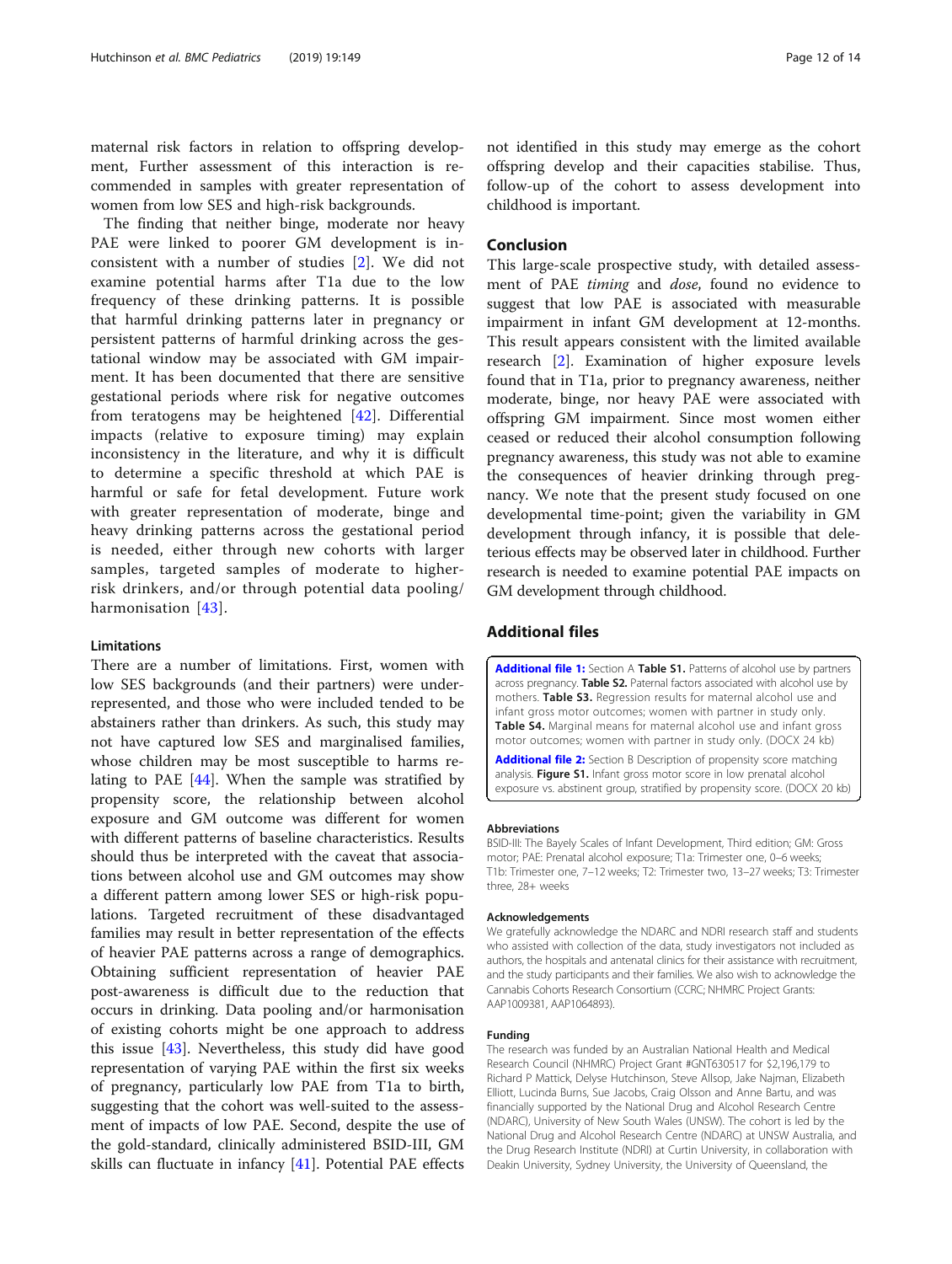maternal risk factors in relation to offspring development, Further assessment of this interaction is recommended in samples with greater representation of women from low SES and high-risk backgrounds.

The finding that neither binge, moderate nor heavy PAE were linked to poorer GM development is inconsistent with a number of studies [2]. We did not examine potential harms after T1a due to the low frequency of these drinking patterns. It is possible that harmful drinking patterns later in pregnancy or persistent patterns of harmful drinking across the gestational window may be associated with GM impairment. It has been documented that there are sensitive gestational periods where risk for negative outcomes from teratogens may be heightened [42]. Differential impacts (relative to exposure timing) may explain inconsistency in the literature, and why it is difficult to determine a specific threshold at which PAE is harmful or safe for fetal development. Future work with greater representation of moderate, binge and heavy drinking patterns across the gestational period is needed, either through new cohorts with larger samples, targeted samples of moderate to higher-risk drinkers, and/or through potential data pooling/harmonisation [43].

### Limitations

There are a number of limitations. First, women with low SES backgrounds (and their partners) were underrepresented, and those who were included tended to be abstainers rather than drinkers. As such, this study may not have captured low SES and marginalised families, whose children may be most susceptible to harms relating to PAE [44]. When the sample was stratified by propensity score, the relationship between alcohol exposure and GM outcome was different for women with different patterns of baseline characteristics. Results should thus be interpreted with the caveat that associations between alcohol use and GM outcomes may show a different pattern among lower SES or high-risk populations. Targeted recruitment of these disadvantaged families may result in better representation of the effects of heavier PAE patterns across a range of demographics. Obtaining sufficient representation of heavier PAE post-awareness is difficult due to the reduction that occurs in drinking. Data pooling and/or harmonisation of existing cohorts might be one approach to address this issue [43]. Nevertheless, this study did have good representation of varying PAE within the first six weeks of pregnancy, particularly low PAE from T1a to birth, suggesting that the cohort was well-suited to the assessment of impacts of low PAE. Second, despite the use of the gold-standard, clinically administered BSID-III, GM skills can fluctuate in infancy [41]. Potential PAE effects not identified in this study may emerge as the cohort offspring develop and their capacities stabilise. Thus, follow-up of the cohort to assess development into childhood is important.

## Conclusion

This large-scale prospective study, with detailed assessment of PAE *timing* and *dose*, found no evidence to suggest that low PAE is associated with measurable impairment in infant GM development at 12-months. This result appears consistent with the limited available research [2]. Examination of higher exposure levels found that in T1a, prior to pregnancy awareness, neither moderate, binge, nor heavy PAE were associated with offspring GM impairment. Since most women either ceased or reduced their alcohol consumption following pregnancy awareness, this study was not able to examine the consequences of heavier drinking through pregnancy. We note that the present study focused on one developmental time-point; given the variability in GM development through infancy, it is possible that deleterious effects may be observed later in childhood. Further research is needed to examine potential PAE impacts on GM development through childhood.

## Additional files

**Additional file 1:** Section A **Table S1.** Patterns of alcohol use by partners across pregnancy. **Table S2.** Paternal factors associated with alcohol use by mothers. **Table S3.** Regression results for maternal alcohol use and infant gross motor outcomes; women with partner in study only. **Table S4.** Marginal means for maternal alcohol use and infant gross motor outcomes; women with partner in study only. (DOCX 24 kb)

**Additional file 2:** Section B Description of propensity score matching analysis. **Figure S1.** Infant gross motor score in low prenatal alcohol exposure vs. abstinent group, stratified by propensity score. (DOCX 20 kb)

#### Abbreviations

BSID-III: The Bayely Scales of Infant Development, Third edition; GM: Gross motor; PAE: Prenatal alcohol exposure; T1a: Trimester one, 0–6 weeks; T1b: Trimester one, 7–12 weeks; T2: Trimester two, 13–27 weeks; T3: Trimester three, 28+ weeks

#### Acknowledgements

We gratefully acknowledge the NDARC and NDRI research staff and students who assisted with collection of the data, study investigators not included as authors, the hospitals and antenatal clinics for their assistance with recruitment, and the study participants and their families. We also wish to acknowledge the Cannabis Cohorts Research Consortium (CCRC; NHMRC Project Grants: AAP1009381, AAP1064893).

#### Funding

The research was funded by an Australian National Health and Medical Research Council (NHMRC) Project Grant #GNT630517 for $2,196,179 to Richard P Mattick, Delyse Hutchinson, Steve Allsop, Jake Najman, Elizabeth Elliott, Lucinda Burns, Sue Jacobs, Craig Olsson and Anne Bartu, and was financially supported by the National Drug and Alcohol Research Centre (NDARC), University of New South Wales (UNSW). The cohort is led by the National Drug and Alcohol Research Centre (NDARC) at UNSW Australia, and the Drug Research Institute (NDRI) at Curtin University, in collaboration with Deakin University, Sydney University, the University of Queensland, the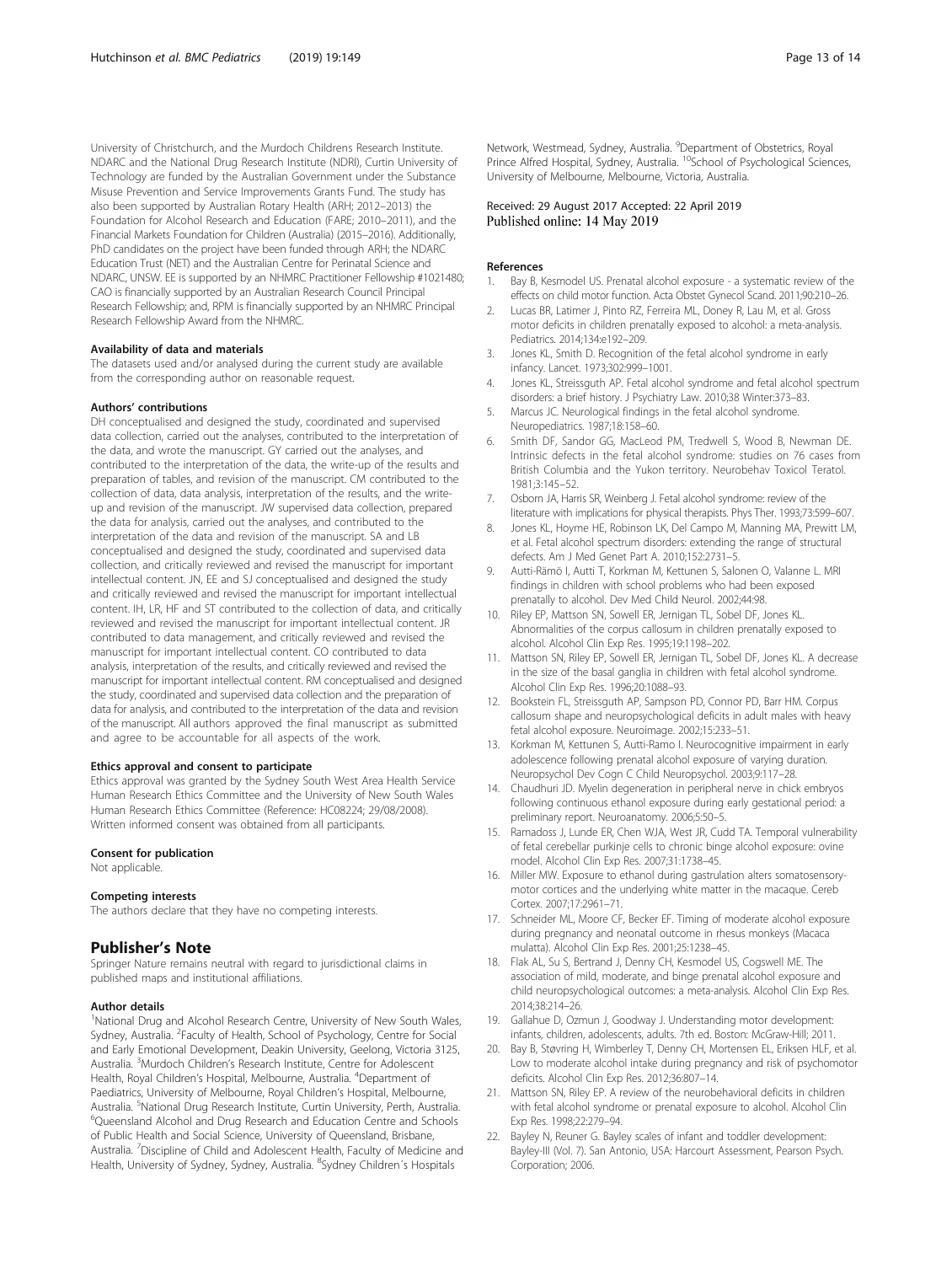University of Christchurch, and the Murdoch Childrens Research Institute. NDARC and the National Drug Research Institute (NDRI), Curtin University of Technology are funded by the Australian Government under the Substance Misuse Prevention and Service Improvements Grants Fund. The study has also been supported by Australian Rotary Health (ARH; 2012–2013) the Foundation for Alcohol Research and Education (FARE; 2010–2011), and the Financial Markets Foundation for Children (Australia) (2015–2016). Additionally, PhD candidates on the project have been funded through ARH; the NDARC Education Trust (NET) and the Australian Centre for Perinatal Science and NDARC, UNSW. EE is supported by an NHMRC Practitioner Fellowship #1021480; CAO is financially supported by an Australian Research Council Principal Research Fellowship; and, RPM is financially supported by an NHMRC Principal Research Fellowship Award from the NHMRC.

#### Availability of data and materials

The datasets used and/or analysed during the current study are available from the corresponding author on reasonable request.

#### Authors' contributions

DH conceptualised and designed the study, coordinated and supervised data collection, carried out the analyses, contributed to the interpretation of the data, and wrote the manuscript. GY carried out the analyses, and contributed to the interpretation of the data, the write-up of the results and preparation of tables, and revision of the manuscript. CM contributed to the collection of data, data analysis, interpretation of the results, and the write-up and revision of the manuscript. JW supervised data collection, prepared the data for analysis, carried out the analyses, and contributed to the interpretation of the data and revision of the manuscript. SA and LB conceptualised and designed the study, coordinated and supervised data collection, and critically reviewed and revised the manuscript for important intellectual content. JN, EE and SJ conceptualised and designed the study and critically reviewed and revised the manuscript for important intellectual content. IH, LR, HF and ST contributed to the collection of data, and critically reviewed and revised the manuscript for important intellectual content. JR contributed to data management, and critically reviewed and revised the manuscript for important intellectual content. CO contributed to data analysis, interpretation of the results, and critically reviewed and revised the manuscript for important intellectual content. RM conceptualised and designed the study, coordinated and supervised data collection and the preparation of data for analysis, and contributed to the interpretation of the data and revision of the manuscript. All authors approved the final manuscript as submitted and agree to be accountable for all aspects of the work.

#### Ethics approval and consent to participate

Ethics approval was granted by the Sydney South West Area Health Service Human Research Ethics Committee and the University of New South Wales Human Research Ethics Committee (Reference: HC08224; 29/08/2008). Written informed consent was obtained from all participants.

#### Consent for publication

Not applicable.

#### Competing interests

The authors declare that they have no competing interests.

## Publisher's Note

Springer Nature remains neutral with regard to jurisdictional claims in published maps and institutional affiliations.

#### Author details

[1]National Drug and Alcohol Research Centre, University of New South Wales, Sydney, Australia. [2]Faculty of Health, School of Psychology, Centre for Social and Early Emotional Development, Deakin University, Geelong, Victoria 3125, Australia. [3]Murdoch Children's Research Institute, Centre for Adolescent Health, Royal Children's Hospital, Melbourne, Australia. [4]Department of Paediatrics, University of Melbourne, Royal Children's Hospital, Melbourne, Australia. [5]National Drug Research Institute, Curtin University, Perth, Australia. [6]Queensland Alcohol and Drug Research and Education Centre and Schools of Public Health and Social Science, University of Queensland, Brisbane, Australia. [7]Discipline of Child and Adolescent Health, Faculty of Medicine and Health, University of Sydney, Sydney, Australia. [8]Sydney Children´s Hospitals Network, Westmead, Sydney, Australia. [9]Department of Obstetrics, Royal Prince Alfred Hospital, Sydney, Australia. [10]School of Psychological Sciences, University of Melbourne, Melbourne, Victoria, Australia.

Received: 29 August 2017 Accepted: 22 April 2019
Published online: 14 May 2019

#### References

1. Bay B, Kesmodel US. Prenatal alcohol exposure - a systematic review of the effects on child motor function. Acta Obstet Gynecol Scand. 2011;90:210–26.
2. Lucas BR, Latimer J, Pinto RZ, Ferreira ML, Doney R, Lau M, et al. Gross motor deficits in children prenatally exposed to alcohol: a meta-analysis. Pediatrics. 2014;134:e192–209.
3. Jones KL, Smith D. Recognition of the fetal alcohol syndrome in early infancy. Lancet. 1973;302:999–1001.
4. Jones KL, Streissguth AP. Fetal alcohol syndrome and fetal alcohol spectrum disorders: a brief history. J Psychiatry Law. 2010;38 Winter:373–83.
5. Marcus JC. Neurological findings in the fetal alcohol syndrome. Neuropediatrics. 1987;18:158–60.
6. Smith DF, Sandor GG, MacLeod PM, Tredwell S, Wood B, Newman DE. Intrinsic defects in the fetal alcohol syndrome: studies on 76 cases from British Columbia and the Yukon territory. Neurobehav Toxicol Teratol. 1981;3:145–52.
7. Osborn JA, Harris SR, Weinberg J. Fetal alcohol syndrome: review of the literature with implications for physical therapists. Phys Ther. 1993;73:599–607.
8. Jones KL, Hoyme HE, Robinson LK, Del Campo M, Manning MA, Prewitt LM, et al. Fetal alcohol spectrum disorders: extending the range of structural defects. Am J Med Genet Part A. 2010;152:2731–5.
9. Autti-Rämö I, Autti T, Korkman M, Kettunen S, Salonen O, Valanne L. MRI findings in children with school problems who had been exposed prenatally to alcohol. Dev Med Child Neurol. 2002;44:98.
10. Riley EP, Mattson SN, Sowell ER, Jernigan TL, Sobel DF, Jones KL. Abnormalities of the corpus callosum in children prenatally exposed to alcohol. Alcohol Clin Exp Res. 1995;19:1198–202.
11. Mattson SN, Riley EP, Sowell ER, Jernigan TL, Sobel DF, Jones KL. A decrease in the size of the basal ganglia in children with fetal alcohol syndrome. Alcohol Clin Exp Res. 1996;20:1088–93.
12. Bookstein FL, Streissguth AP, Sampson PD, Connor PD, Barr HM. Corpus callosum shape and neuropsychological deficits in adult males with heavy fetal alcohol exposure. Neuroimage. 2002;15:233–51.
13. Korkman M, Kettunen S, Autti-Ramo I. Neurocognitive impairment in early adolescence following prenatal alcohol exposure of varying duration. Neuropsychol Dev Cogn C Child Neuropsychol. 2003;9:117–28.
14. Chaudhuri JD. Myelin degeneration in peripheral nerve in chick embryos following continuous ethanol exposure during early gestational period: a preliminary report. Neuroanatomy. 2006;5:50–5.
15. Ramadoss J, Lunde ER, Chen WJA, West JR, Cudd TA. Temporal vulnerability of fetal cerebellar purkinje cells to chronic binge alcohol exposure: ovine model. Alcohol Clin Exp Res. 2007;31:1738–45.
16. Miller MW. Exposure to ethanol during gastrulation alters somatosensory-motor cortices and the underlying white matter in the macaque. Cereb Cortex. 2007;17:2961–71.
17. Schneider ML, Moore CF, Becker EF. Timing of moderate alcohol exposure during pregnancy and neonatal outcome in rhesus monkeys (Macaca mulatta). Alcohol Clin Exp Res. 2001;25:1238–45.
18. Flak AL, Su S, Bertrand J, Denny CH, Kesmodel US, Cogswell ME. The association of mild, moderate, and binge prenatal alcohol exposure and child neuropsychological outcomes: a meta-analysis. Alcohol Clin Exp Res. 2014;38:214–26.
19. Gallahue D, Ozmun J, Goodway J. Understanding motor development: infants, children, adolescents, adults. 7th ed. Boston: McGraw-Hill; 2011.
20. Bay B, Støvring H, Wimberley T, Denny CH, Mortensen EL, Eriksen HLF, et al. Low to moderate alcohol intake during pregnancy and risk of psychomotor deficits. Alcohol Clin Exp Res. 2012;36:807–14.
21. Mattson SN, Riley EP. A review of the neurobehavioral deficits in children with fetal alcohol syndrome or prenatal exposure to alcohol. Alcohol Clin Exp Res. 1998;22:279–94.
22. Bayley N, Reuner G. Bayley scales of infant and toddler development: Bayley-III (Vol. 7). San Antonio, USA: Harcourt Assessment, Pearson Psych. Corporation; 2006.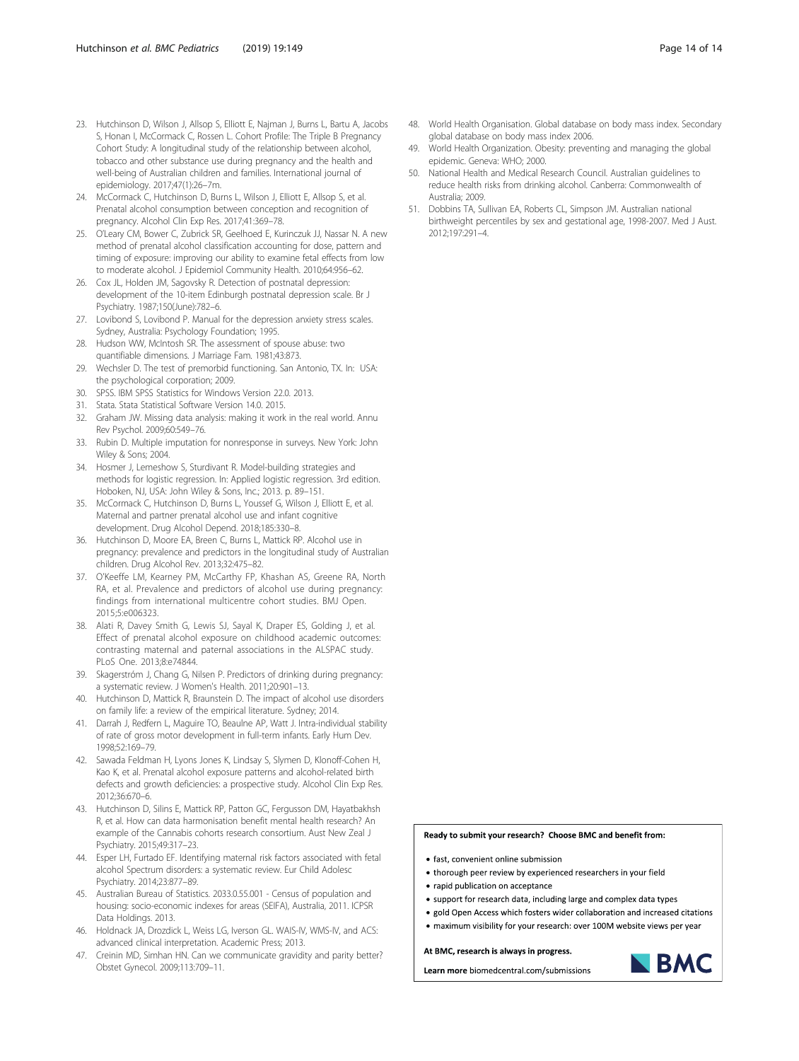23. Hutchinson D, Wilson J, Allsop S, Elliott E, Najman J, Burns L, Bartu A, Jacobs S, Honan I, McCormack C, Rossen L. Cohort Profile: The Triple B Pregnancy Cohort Study: A longitudinal study of the relationship between alcohol, tobacco and other substance use during pregnancy and the health and well-being of Australian children and families. International journal of epidemiology. 2017;47(1):26–7m.
24. McCormack C, Hutchinson D, Burns L, Wilson J, Elliott E, Allsop S, et al. Prenatal alcohol consumption between conception and recognition of pregnancy. Alcohol Clin Exp Res. 2017;41:369–78.
25. O'Leary CM, Bower C, Zubrick SR, Geelhoed E, Kurinczuk JJ, Nassar N. A new method of prenatal alcohol classification accounting for dose, pattern and timing of exposure: improving our ability to examine fetal effects from low to moderate alcohol. J Epidemiol Community Health. 2010;64:956–62.
26. Cox JL, Holden JM, Sagovsky R. Detection of postnatal depression: development of the 10-item Edinburgh postnatal depression scale. Br J Psychiatry. 1987;150(June):782–6.
27. Lovibond S, Lovibond P. Manual for the depression anxiety stress scales. Sydney, Australia: Psychology Foundation; 1995.
28. Hudson WW, McIntosh SR. The assessment of spouse abuse: two quantifiable dimensions. J Marriage Fam. 1981;43:873.
29. Wechsler D. The test of premorbid functioning. San Antonio, TX. In: USA: the psychological corporation; 2009.
30. SPSS. IBM SPSS Statistics for Windows Version 22.0. 2013.
31. Stata. Stata Statistical Software Version 14.0. 2015.
32. Graham JW. Missing data analysis: making it work in the real world. Annu Rev Psychol. 2009;60:549–76.
33. Rubin D. Multiple imputation for nonresponse in surveys. New York: John Wiley & Sons; 2004.
34. Hosmer J, Lemeshow S, Sturdivant R. Model-building strategies and methods for logistic regression. In: Applied logistic regression. 3rd edition. Hoboken, NJ, USA: John Wiley & Sons, Inc.; 2013. p. 89–151.
35. McCormack C, Hutchinson D, Burns L, Youssef G, Wilson J, Elliott E, et al. Maternal and partner prenatal alcohol use and infant cognitive development. Drug Alcohol Depend. 2018;185:330–8.
36. Hutchinson D, Moore EA, Breen C, Burns L, Mattick RP. Alcohol use in pregnancy: prevalence and predictors in the longitudinal study of Australian children. Drug Alcohol Rev. 2013;32:475–82.
37. O'Keeffe LM, Kearney PM, McCarthy FP, Khashan AS, Greene RA, North RA, et al. Prevalence and predictors of alcohol use during pregnancy: findings from international multicentre cohort studies. BMJ Open. 2015;5:e006323.
38. Alati R, Davey Smith G, Lewis SJ, Sayal K, Draper ES, Golding J, et al. Effect of prenatal alcohol exposure on childhood academic outcomes: contrasting maternal and paternal associations in the ALSPAC study. PLoS One. 2013;8:e74844.
39. Skagerstróm J, Chang G, Nilsen P. Predictors of drinking during pregnancy: a systematic review. J Women's Health. 2011;20:901–13.
40. Hutchinson D, Mattick R, Braunstein D. The impact of alcohol use disorders on family life: a review of the empirical literature. Sydney; 2014.
41. Darrah J, Redfern L, Maguire TO, Beaulne AP, Watt J. Intra-individual stability of rate of gross motor development in full-term infants. Early Hum Dev. 1998;52:169–79.
42. Sawada Feldman H, Lyons Jones K, Lindsay S, Slymen D, Klonoff-Cohen H, Kao K, et al. Prenatal alcohol exposure patterns and alcohol-related birth defects and growth deficiencies: a prospective study. Alcohol Clin Exp Res. 2012;36:670–6.
43. Hutchinson D, Silins E, Mattick RP, Patton GC, Fergusson DM, Hayatbakhsh R, et al. How can data harmonisation benefit mental health research? An example of the Cannabis cohorts research consortium. Aust New Zeal J Psychiatry. 2015;49:317–23.
44. Esper LH, Furtado EF. Identifying maternal risk factors associated with fetal alcohol Spectrum disorders: a systematic review. Eur Child Adolesc Psychiatry. 2014;23:877–89.
45. Australian Bureau of Statistics. 2033.0.55.001 - Census of population and housing: socio-economic indexes for areas (SEIFA), Australia, 2011. ICPSR Data Holdings. 2013.
46. Holdnack JA, Drozdick L, Weiss LG, Iverson GL. WAIS-IV, WMS-IV, and ACS: advanced clinical interpretation. Academic Press; 2013.
47. Creinin MD, Simhan HN. Can we communicate gravidity and parity better? Obstet Gynecol. 2009;113:709–11.
48. World Health Organisation. Global database on body mass index. Secondary global database on body mass index 2006.
49. World Health Organization. Obesity: preventing and managing the global epidemic. Geneva: WHO; 2000.
50. National Health and Medical Research Council. Australian guidelines to reduce health risks from drinking alcohol. Canberra: Commonwealth of Australia; 2009.
51. Dobbins TA, Sullivan EA, Roberts CL, Simpson JM. Australian national birthweight percentiles by sex and gestational age, 1998-2007. Med J Aust. 2012;197:291–4.

**Ready to submit your research? Choose BMC and benefit from:**

- fast, convenient online submission
- thorough peer review by experienced researchers in your field
- rapid publication on acceptance
- support for research data, including large and complex data types
- gold Open Access which fosters wider collaboration and increased citations
- maximum visibility for your research: over 100M website views per year

**At BMC, research is always in progress.**

**Learn more** biomedcentral.com/submissions

BMC